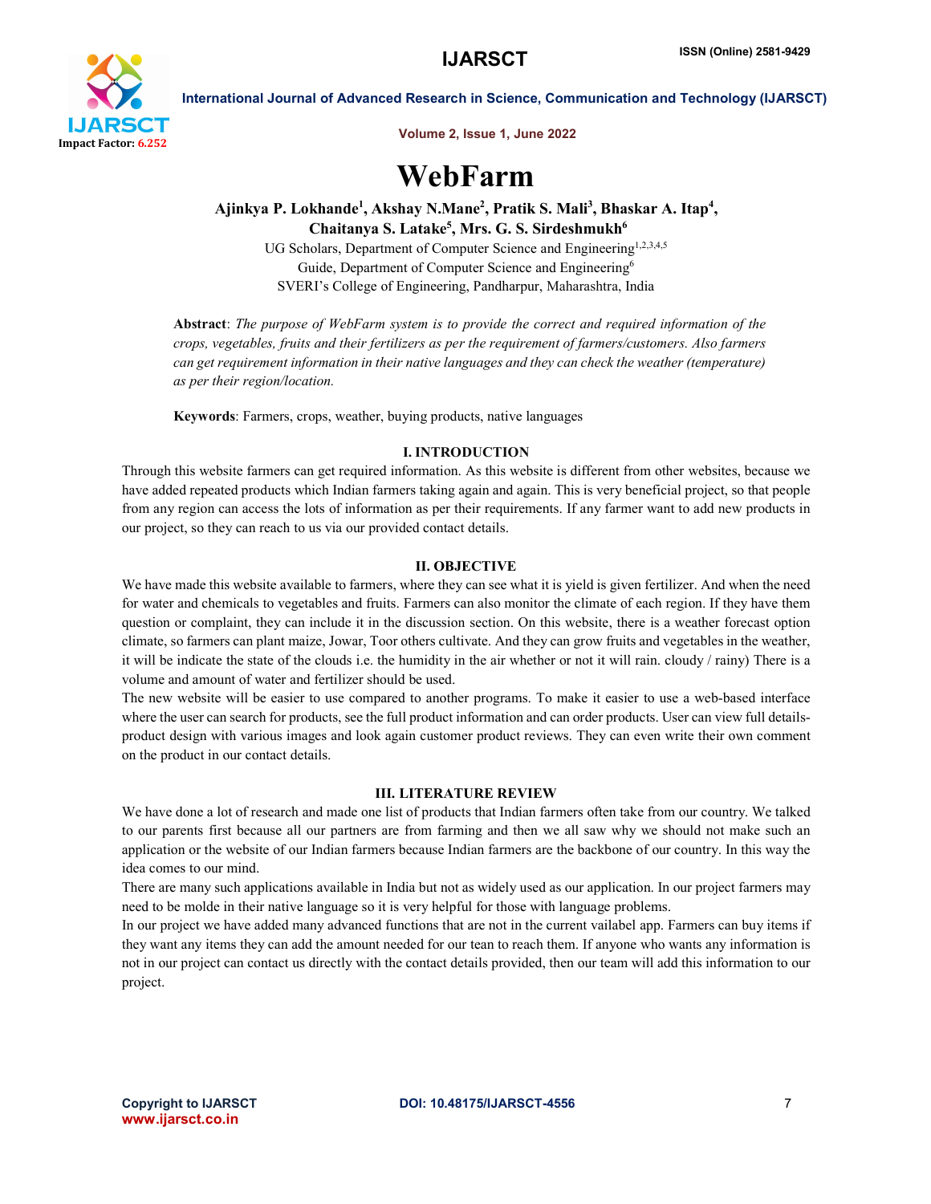# WebFarm

**Ajinkya P. Lokhande[1], Akshay N.Mane[2], Pratik S. Mali[3], Bhaskar A. Itap[4], Chaitanya S. Latake[5], Mrs. G. S. Sirdeshmukh[6]**

UG Scholars, Department of Computer Science and Engineering[1,2,3,4,5]
Guide, Department of Computer Science and Engineering[6]
SVERI's College of Engineering, Pandharpur, Maharashtra, India

**Abstract**: *The purpose of WebFarm system is to provide the correct and required information of the crops, vegetables, fruits and their fertilizers as per the requirement of farmers/customers. Also farmers can get requirement information in their native languages and they can check the weather (temperature) as per their region/location.*

**Keywords**: Farmers, crops, weather, buying products, native languages

## I. INTRODUCTION

Through this website farmers can get required information. As this website is different from other websites, because we have added repeated products which Indian farmers taking again and again. This is very beneficial project, so that people from any region can access the lots of information as per their requirements. If any farmer want to add new products in our project, so they can reach to us via our provided contact details.

## II. OBJECTIVE

We have made this website available to farmers, where they can see what it is yield is given fertilizer. And when the need for water and chemicals to vegetables and fruits. Farmers can also monitor the climate of each region. If they have them question or complaint, they can include it in the discussion section. On this website, there is a weather forecast option climate, so farmers can plant maize, Jowar, Toor others cultivate. And they can grow fruits and vegetables in the weather, it will be indicate the state of the clouds i.e. the humidity in the air whether or not it will rain. cloudy / rainy) There is a volume and amount of water and fertilizer should be used.

The new website will be easier to use compared to another programs. To make it easier to use a web-based interface where the user can search for products, see the full product information and can order products. User can view full details-product design with various images and look again customer product reviews. They can even write their own comment on the product in our contact details.

## III. LITERATURE REVIEW

We have done a lot of research and made one list of products that Indian farmers often take from our country. We talked to our parents first because all our partners are from farming and then we all saw why we should not make such an application or the website of our Indian farmers because Indian farmers are the backbone of our country. In this way the idea comes to our mind.

There are many such applications available in India but not as widely used as our application. In our project farmers may need to be molde in their native language so it is very helpful for those with language problems.

In our project we have added many advanced functions that are not in the current vailabel app. Farmers can buy items if they want any items they can add the amount needed for our tean to reach them. If anyone who wants any information is not in our project can contact us directly with the contact details provided, then our team will add this information to our project.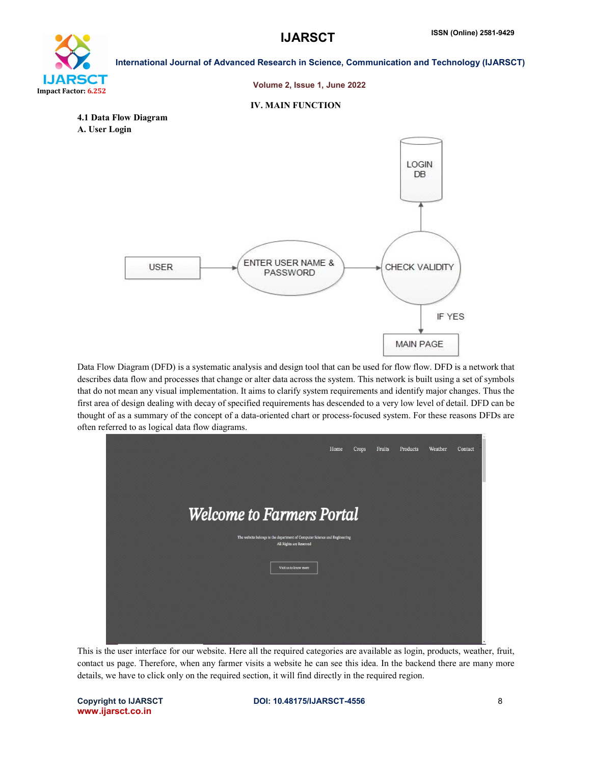## IV. MAIN FUNCTION

### 4.1 Data Flow Diagram

**A. User Login**

Data Flow Diagram (DFD) is a systematic analysis and design tool that can be used for flow flow. DFD is a network that describes data flow and processes that change or alter data across the system. This network is built using a set of symbols that do not mean any visual implementation. It aims to clarify system requirements and identify major changes. Thus the first area of design dealing with decay of specified requirements has descended to a very low level of detail. DFD can be thought of as a summary of the concept of a data-oriented chart or process-focused system. For these reasons DFDs are often referred to as logical data flow diagrams.

This is the user interface for our website. Here all the required categories are available as login, products, weather, fruit, contact us page. Therefore, when any farmer visits a website he can see this idea. In the backend there are many more details, we have to click only on the required section, it will find directly in the required region.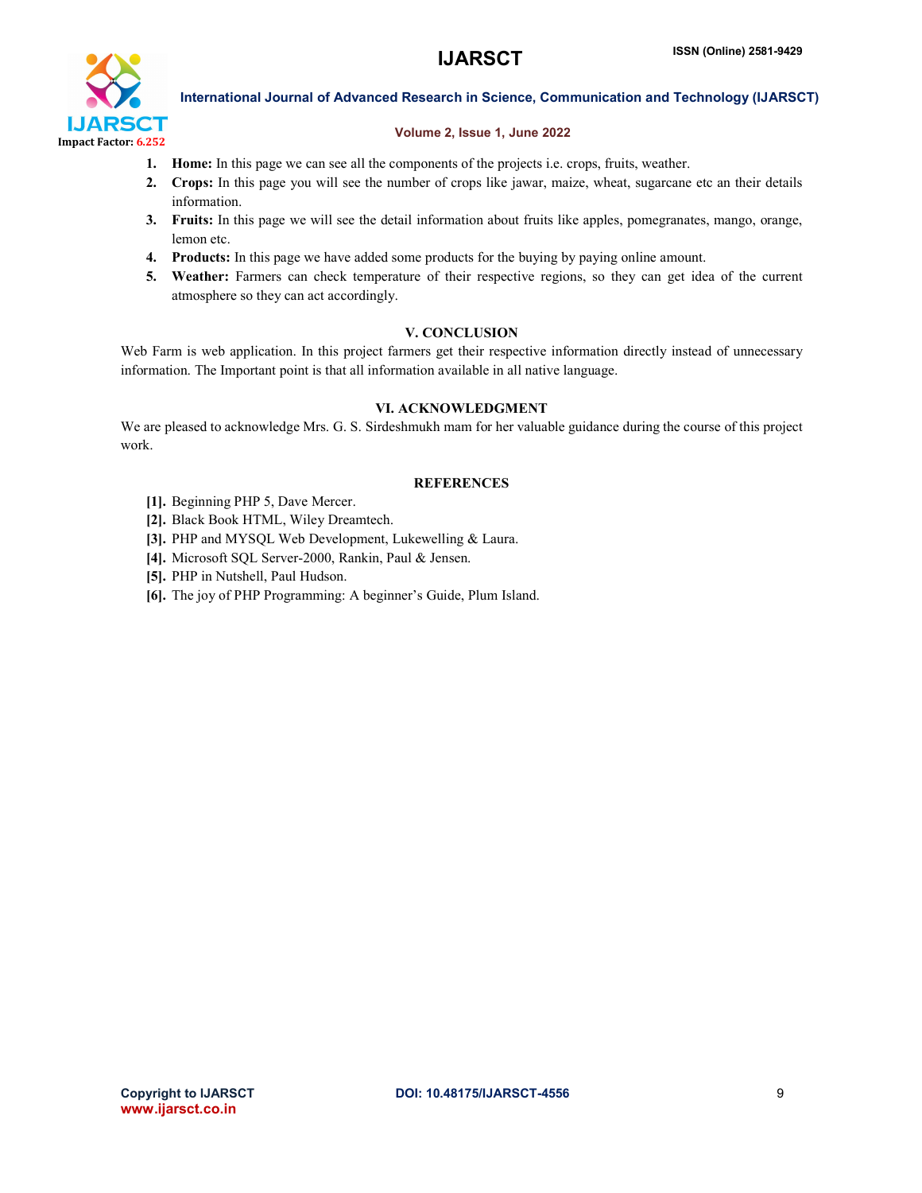1. **Home:** In this page we can see all the components of the projects i.e. crops, fruits, weather.
2. **Crops:** In this page you will see the number of crops like jawar, maize, wheat, sugarcane etc an their details information.
3. **Fruits:** In this page we will see the detail information about fruits like apples, pomegranates, mango, orange, lemon etc.
4. **Products:** In this page we have added some products for the buying by paying online amount.
5. **Weather:** Farmers can check temperature of their respective regions, so they can get idea of the current atmosphere so they can act accordingly.

## V. CONCLUSION

Web Farm is web application. In this project farmers get their respective information directly instead of unnecessary information. The Important point is that all information available in all native language.

## VI. ACKNOWLEDGMENT

We are pleased to acknowledge Mrs. G. S. Sirdeshmukh mam for her valuable guidance during the course of this project work.

## REFERENCES

**[1].** Beginning PHP 5, Dave Mercer.

**[2].** Black Book HTML, Wiley Dreamtech.

**[3].** PHP and MYSQL Web Development, Lukewelling & Laura.

**[4].** Microsoft SQL Server-2000, Rankin, Paul & Jensen.

**[5].** PHP in Nutshell, Paul Hudson.

**[6].** The joy of PHP Programming: A beginner's Guide, Plum Island.